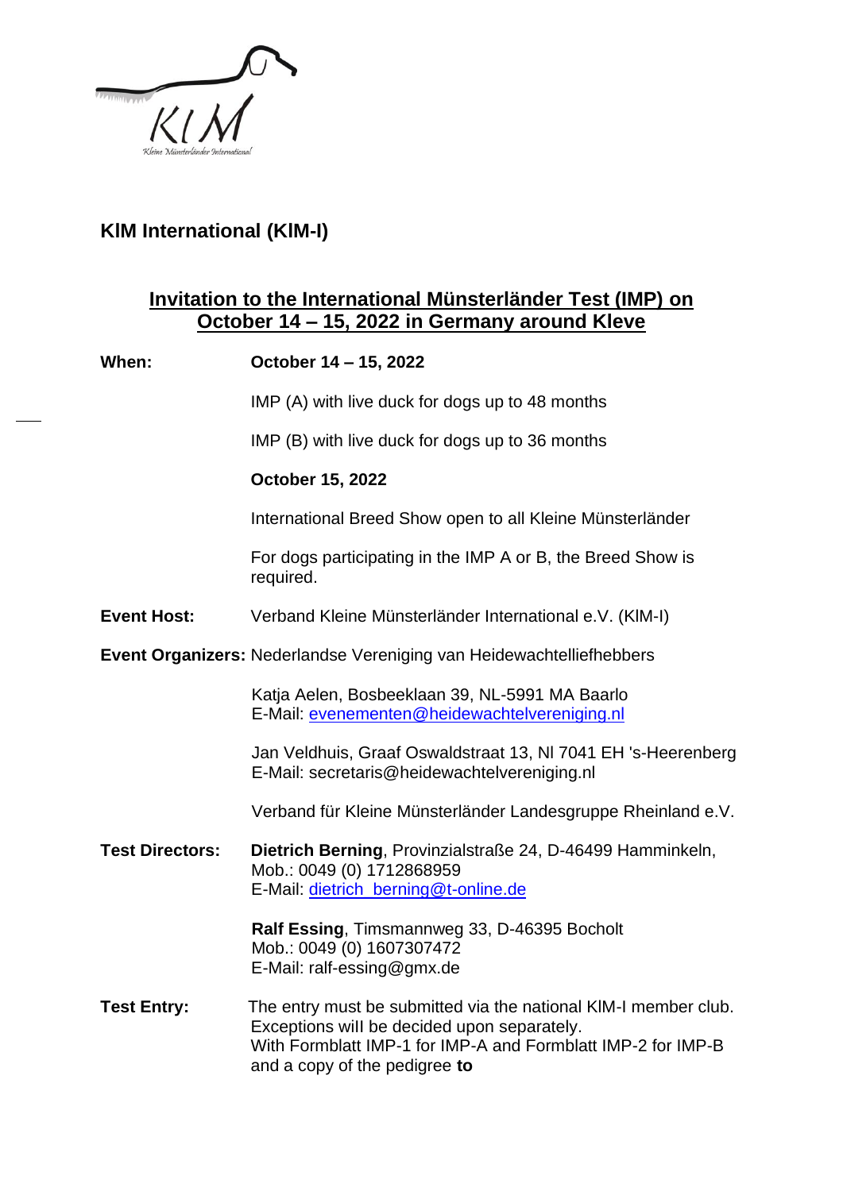## KlM International (KlM-I)

**Invitation to the International Münsterländer Test (IMP) on October 14 – 15, 2022 in Germany around Kleve**

**When:** **October 14 – 15, 2022**

IMP (A) with live duck for dogs up to 48 months

IMP (B) with live duck for dogs up to 36 months

**October 15, 2022**

International Breed Show open to all Kleine Münsterländer

For dogs participating in the IMP A or B, the Breed Show is required.

**Event Host:** Verband Kleine Münsterländer International e.V. (KlM-I)

**Event Organizers:** Nederlandse Vereniging van Heidewachtelliefhebbers

Katja Aelen, Bosbeeklaan 39, NL-5991 MA Baarlo
E-Mail: evenementen@heidewachtelvereniging.nl

Jan Veldhuis, Graaf Oswaldstraat 13, Nl 7041 EH 's-Heerenberg
E-Mail: secretaris@heidewachtelvereniging.nl

Verband für Kleine Münsterländer Landesgruppe Rheinland e.V.

**Test Directors:** **Dietrich Berning**, Provinzialstraße 24, D-46499 Hamminkeln,
Mob.: 0049 (0) 1712868959
E-Mail: dietrich_berning@t-online.de

**Ralf Essing**, Timsmannweg 33, D-46395 Bocholt
Mob.: 0049 (0) 1607307472
E-Mail: ralf-essing@gmx.de

**Test Entry:** The entry must be submitted via the national KlM-I member club. Exceptions will be decided upon separately.
With Formblatt IMP-1 for IMP-A and Formblatt IMP-2 for IMP-B and a copy of the pedigree **to**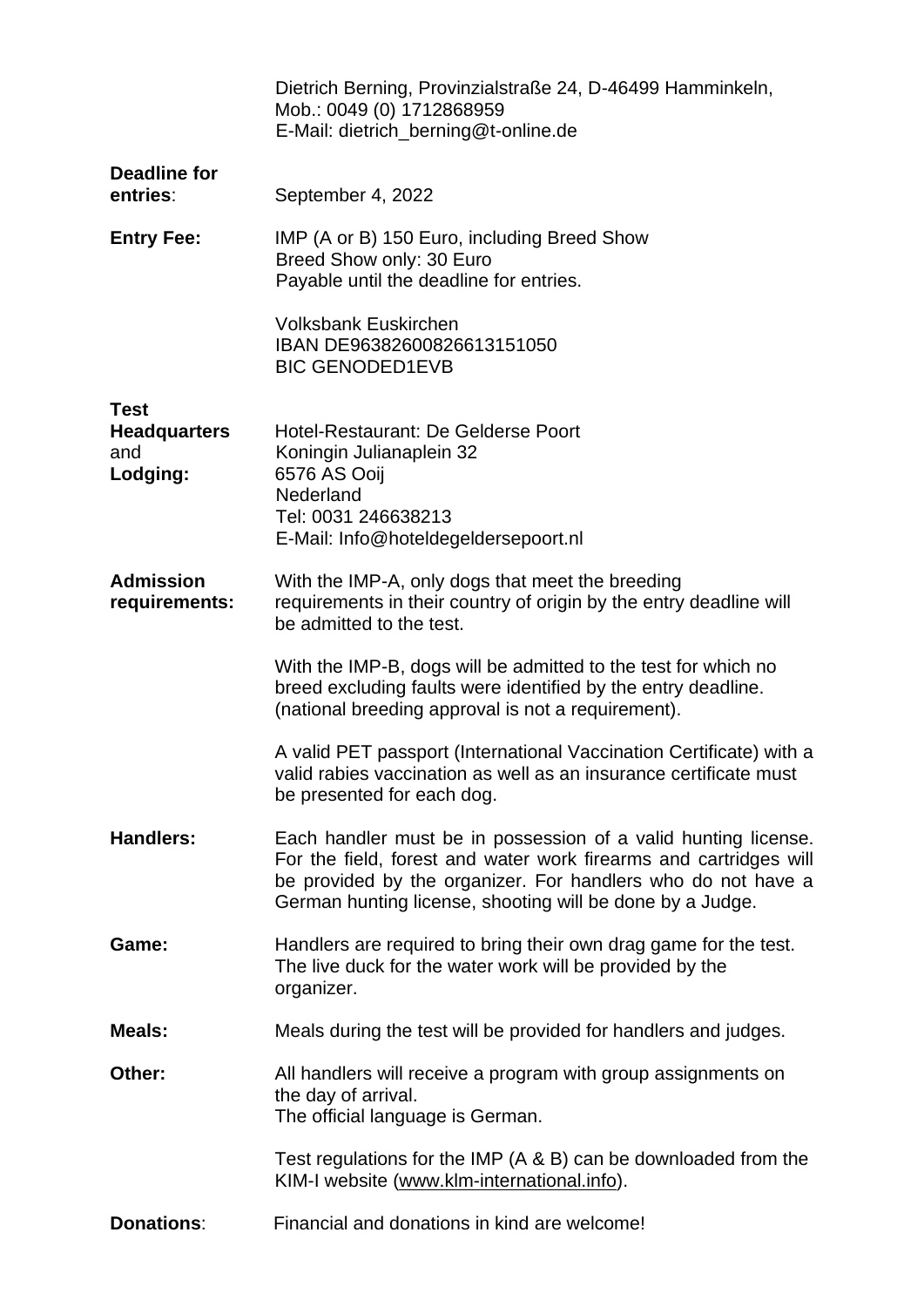Dietrich Berning, Provinzialstraße 24, D-46499 Hamminkeln,
Mob.: 0049 (0) 1712868959
E-Mail: dietrich_berning@t-online.de

**Deadline for entries**: September 4, 2022

**Entry Fee:** IMP (A or B) 150 Euro, including Breed Show
Breed Show only: 30 Euro
Payable until the deadline for entries.

Volksbank Euskirchen
IBAN DE96382600826613151050
BIC GENODED1EVB

**Test Headquarters** and **Lodging:**
Hotel-Restaurant: De Gelderse Poort
Koningin Julianaplein 32
6576 AS Ooij
Nederland
Tel: 0031 246638213
E-Mail: Info@hoteldegeldersepoort.nl

**Admission requirements:** With the IMP-A, only dogs that meet the breeding requirements in their country of origin by the entry deadline will be admitted to the test.

With the IMP-B, dogs will be admitted to the test for which no breed excluding faults were identified by the entry deadline. (national breeding approval is not a requirement).

A valid PET passport (International Vaccination Certificate) with a valid rabies vaccination as well as an insurance certificate must be presented for each dog.

**Handlers:** Each handler must be in possession of a valid hunting license. For the field, forest and water work firearms and cartridges will be provided by the organizer. For handlers who do not have a German hunting license, shooting will be done by a Judge.

**Game:** Handlers are required to bring their own drag game for the test. The live duck for the water work will be provided by the organizer.

**Meals:** Meals during the test will be provided for handlers and judges.

**Other:** All handlers will receive a program with group assignments on the day of arrival.
The official language is German.

Test regulations for the IMP (A & B) can be downloaded from the KIM-I website (www.klm-international.info).

**Donations**: Financial and donations in kind are welcome!